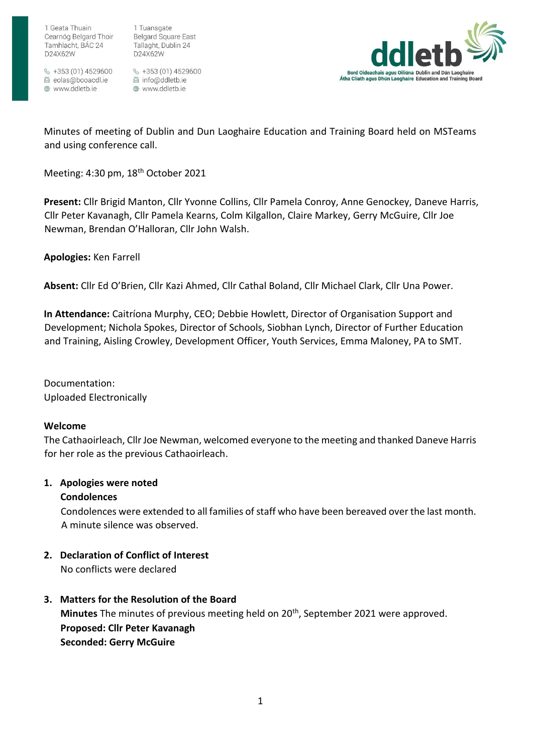1 Geata Thuain
Cearnóg Belgard Thoir
Tamhlacht, BÁC 24
D24X62W

+353 (01) 4529600
eolas@booacdl.ie
www.ddletb.ie

1 Tuansgate
Belgard Square East
Tallaght, Dublin 24
D24X62W

+353 (01) 4529600
info@ddletb.ie
www.ddletb.ie

ddletb
Bord Oideachais agus Oiliúna Átha Cliath agus Dhún Laoghaire
Dublin and Dún Laoghaire Education and Training Board

Minutes of meeting of Dublin and Dun Laoghaire Education and Training Board held on MSTeams and using conference call.

Meeting: 4:30 pm, 18th October 2021

**Present:** Cllr Brigid Manton, Cllr Yvonne Collins, Cllr Pamela Conroy, Anne Genockey, Daneve Harris, Cllr Peter Kavanagh, Cllr Pamela Kearns, Colm Kilgallon, Claire Markey, Gerry McGuire, Cllr Joe Newman, Brendan O'Halloran, Cllr John Walsh.

**Apologies:** Ken Farrell

**Absent:** Cllr Ed O'Brien, Cllr Kazi Ahmed, Cllr Cathal Boland, Cllr Michael Clark, Cllr Una Power.

**In Attendance:** Caitríona Murphy, CEO; Debbie Howlett, Director of Organisation Support and Development; Nichola Spokes, Director of Schools, Siobhan Lynch, Director of Further Education and Training, Aisling Crowley, Development Officer, Youth Services, Emma Maloney, PA to SMT.

Documentation:
Uploaded Electronically

**Welcome**
The Cathaoirleach, Cllr Joe Newman, welcomed everyone to the meeting and thanked Daneve Harris for her role as the previous Cathaoirleach.

1. **Apologies were noted**
   **Condolences**
   Condolences were extended to all families of staff who have been bereaved over the last month. A minute silence was observed.

2. **Declaration of Conflict of Interest**
   No conflicts were declared

3. **Matters for the Resolution of the Board**
   **Minutes** The minutes of previous meeting held on 20th, September 2021 were approved.
   **Proposed: Cllr Peter Kavanagh**
   **Seconded: Gerry McGuire**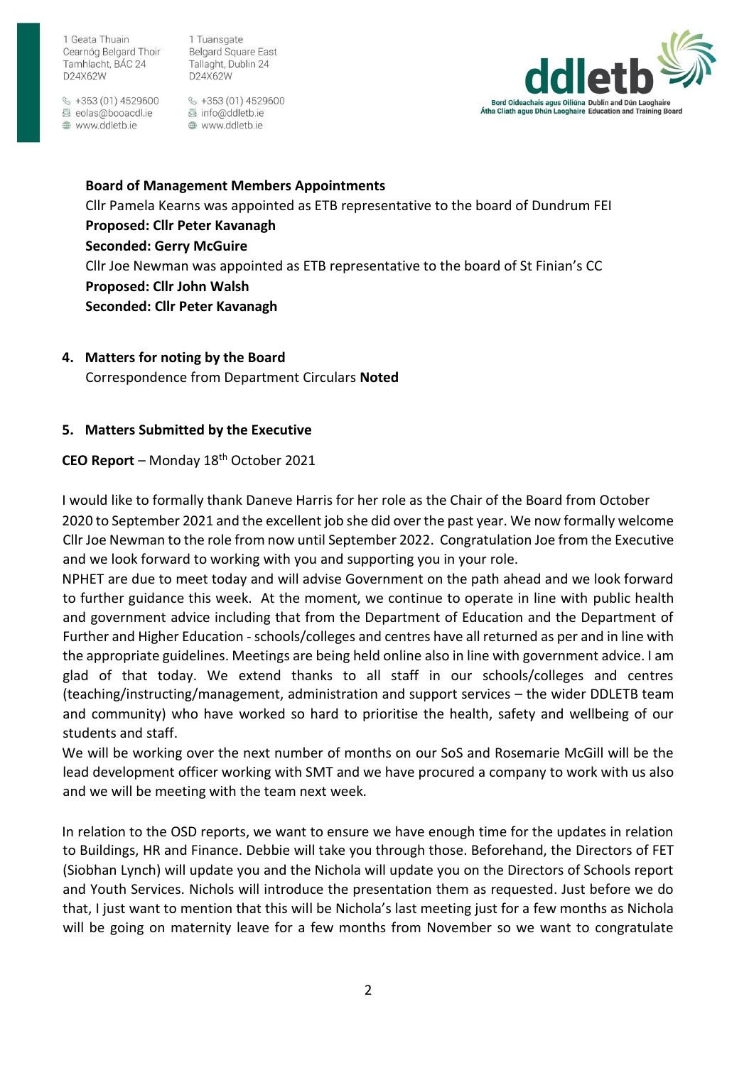**Board of Management Members Appointments**

Cllr Pamela Kearns was appointed as ETB representative to the board of Dundrum FEI

**Proposed: Cllr Peter Kavanagh**

**Seconded: Gerry McGuire**

Cllr Joe Newman was appointed as ETB representative to the board of St Finian's CC

**Proposed: Cllr John Walsh**

**Seconded: Cllr Peter Kavanagh**

4. **Matters for noting by the Board**

   Correspondence from Department Circulars **Noted**

5. **Matters Submitted by the Executive**

**CEO Report** – Monday 18th October 2021

I would like to formally thank Daneve Harris for her role as the Chair of the Board from October 2020 to September 2021 and the excellent job she did over the past year. We now formally welcome Cllr Joe Newman to the role from now until September 2022. Congratulation Joe from the Executive and we look forward to working with you and supporting you in your role.

NPHET are due to meet today and will advise Government on the path ahead and we look forward to further guidance this week. At the moment, we continue to operate in line with public health and government advice including that from the Department of Education and the Department of Further and Higher Education - schools/colleges and centres have all returned as per and in line with the appropriate guidelines. Meetings are being held online also in line with government advice. I am glad of that today. We extend thanks to all staff in our schools/colleges and centres (teaching/instructing/management, administration and support services – the wider DDLETB team and community) who have worked so hard to prioritise the health, safety and wellbeing of our students and staff.

We will be working over the next number of months on our SoS and Rosemarie McGill will be the lead development officer working with SMT and we have procured a company to work with us also and we will be meeting with the team next week.

In relation to the OSD reports, we want to ensure we have enough time for the updates in relation to Buildings, HR and Finance. Debbie will take you through those. Beforehand, the Directors of FET (Siobhan Lynch) will update you and the Nichola will update you on the Directors of Schools report and Youth Services. Nichols will introduce the presentation them as requested. Just before we do that, I just want to mention that this will be Nichola's last meeting just for a few months as Nichola will be going on maternity leave for a few months from November so we want to congratulate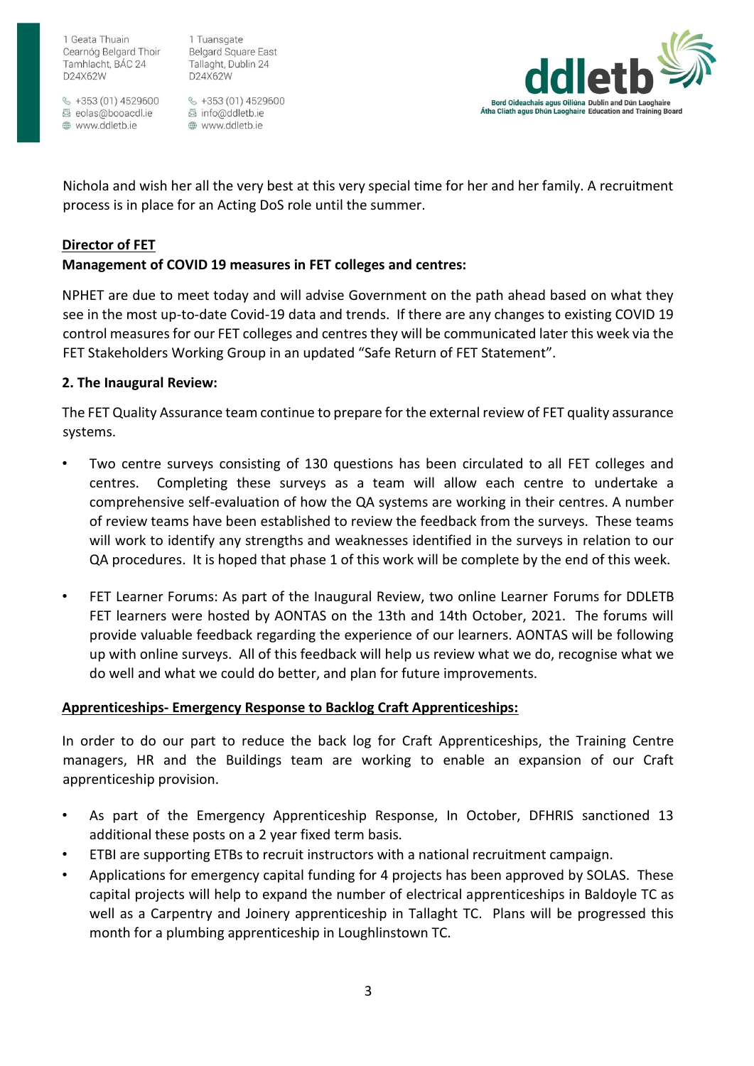Nichola and wish her all the very best at this very special time for her and her family. A recruitment process is in place for an Acting DoS role until the summer.

**Director of FET**

**Management of COVID 19 measures in FET colleges and centres:**

NPHET are due to meet today and will advise Government on the path ahead based on what they see in the most up-to-date Covid-19 data and trends. If there are any changes to existing COVID 19 control measures for our FET colleges and centres they will be communicated later this week via the FET Stakeholders Working Group in an updated "Safe Return of FET Statement".

**2. The Inaugural Review:**

The FET Quality Assurance team continue to prepare for the external review of FET quality assurance systems.

- Two centre surveys consisting of 130 questions has been circulated to all FET colleges and centres. Completing these surveys as a team will allow each centre to undertake a comprehensive self-evaluation of how the QA systems are working in their centres. A number of review teams have been established to review the feedback from the surveys. These teams will work to identify any strengths and weaknesses identified in the surveys in relation to our QA procedures. It is hoped that phase 1 of this work will be complete by the end of this week.

- FET Learner Forums: As part of the Inaugural Review, two online Learner Forums for DDLETB FET learners were hosted by AONTAS on the 13th and 14th October, 2021. The forums will provide valuable feedback regarding the experience of our learners. AONTAS will be following up with online surveys. All of this feedback will help us review what we do, recognise what we do well and what we could do better, and plan for future improvements.

**Apprenticeships- Emergency Response to Backlog Craft Apprenticeships:**

In order to do our part to reduce the back log for Craft Apprenticeships, the Training Centre managers, HR and the Buildings team are working to enable an expansion of our Craft apprenticeship provision.

- As part of the Emergency Apprenticeship Response, In October, DFHRIS sanctioned 13 additional these posts on a 2 year fixed term basis.
- ETBI are supporting ETBs to recruit instructors with a national recruitment campaign.
- Applications for emergency capital funding for 4 projects has been approved by SOLAS. These capital projects will help to expand the number of electrical apprenticeships in Baldoyle TC as well as a Carpentry and Joinery apprenticeship in Tallaght TC. Plans will be progressed this month for a plumbing apprenticeship in Loughlinstown TC.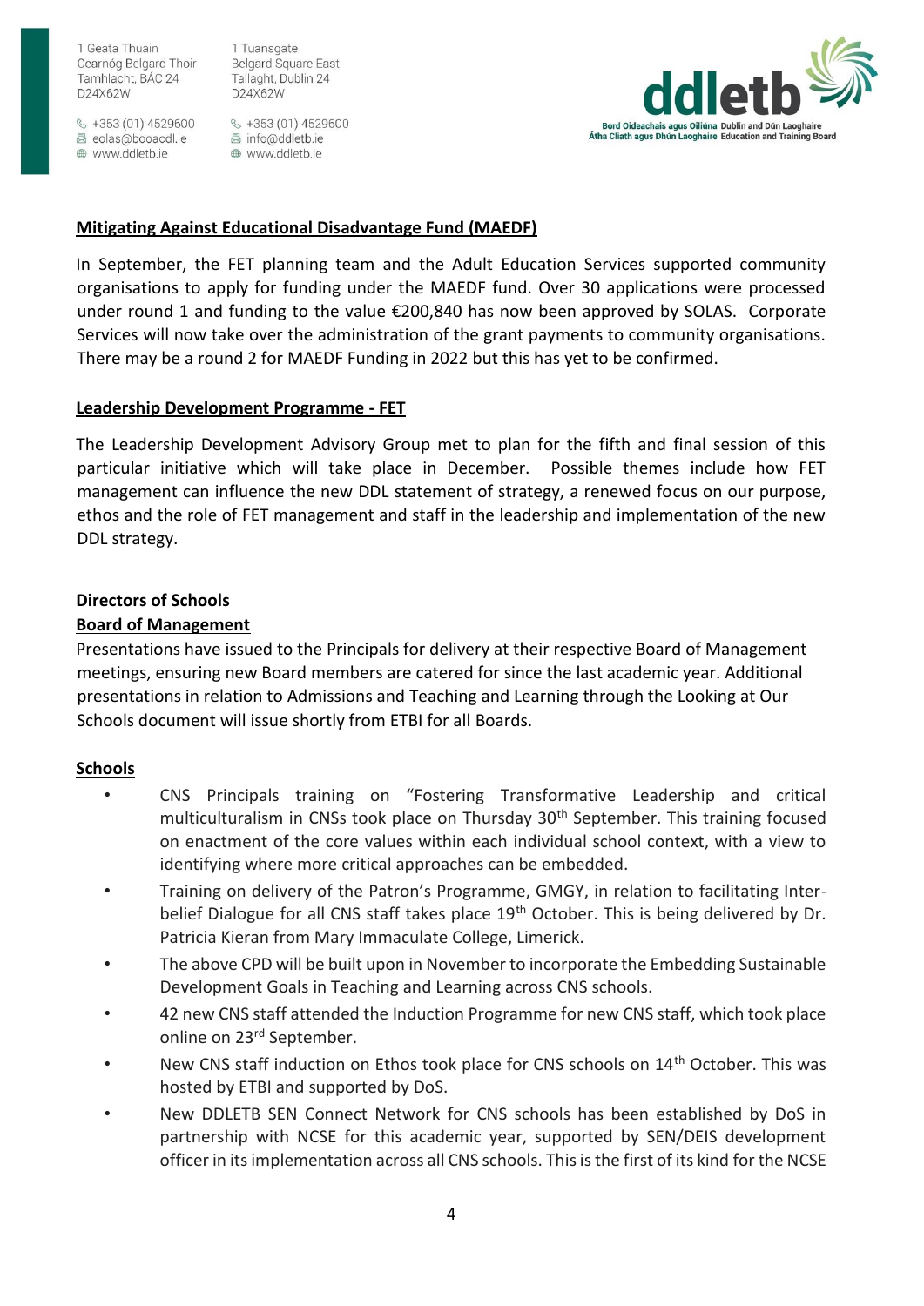## Mitigating Against Educational Disadvantage Fund (MAEDF)

In September, the FET planning team and the Adult Education Services supported community organisations to apply for funding under the MAEDF fund. Over 30 applications were processed under round 1 and funding to the value €200,840 has now been approved by SOLAS. Corporate Services will now take over the administration of the grant payments to community organisations. There may be a round 2 for MAEDF Funding in 2022 but this has yet to be confirmed.

## Leadership Development Programme - FET

The Leadership Development Advisory Group met to plan for the fifth and final session of this particular initiative which will take place in December. Possible themes include how FET management can influence the new DDL statement of strategy, a renewed focus on our purpose, ethos and the role of FET management and staff in the leadership and implementation of the new DDL strategy.

## Directors of Schools

### Board of Management

Presentations have issued to the Principals for delivery at their respective Board of Management meetings, ensuring new Board members are catered for since the last academic year. Additional presentations in relation to Admissions and Teaching and Learning through the Looking at Our Schools document will issue shortly from ETBI for all Boards.

### Schools

- CNS Principals training on "Fostering Transformative Leadership and critical multiculturalism in CNSs took place on Thursday 30th September. This training focused on enactment of the core values within each individual school context, with a view to identifying where more critical approaches can be embedded.
- Training on delivery of the Patron's Programme, GMGY, in relation to facilitating Inter-belief Dialogue for all CNS staff takes place 19th October. This is being delivered by Dr. Patricia Kieran from Mary Immaculate College, Limerick.
- The above CPD will be built upon in November to incorporate the Embedding Sustainable Development Goals in Teaching and Learning across CNS schools.
- 42 new CNS staff attended the Induction Programme for new CNS staff, which took place online on 23rd September.
- New CNS staff induction on Ethos took place for CNS schools on 14th October. This was hosted by ETBI and supported by DoS.
- New DDLETB SEN Connect Network for CNS schools has been established by DoS in partnership with NCSE for this academic year, supported by SEN/DEIS development officer in its implementation across all CNS schools. This is the first of its kind for the NCSE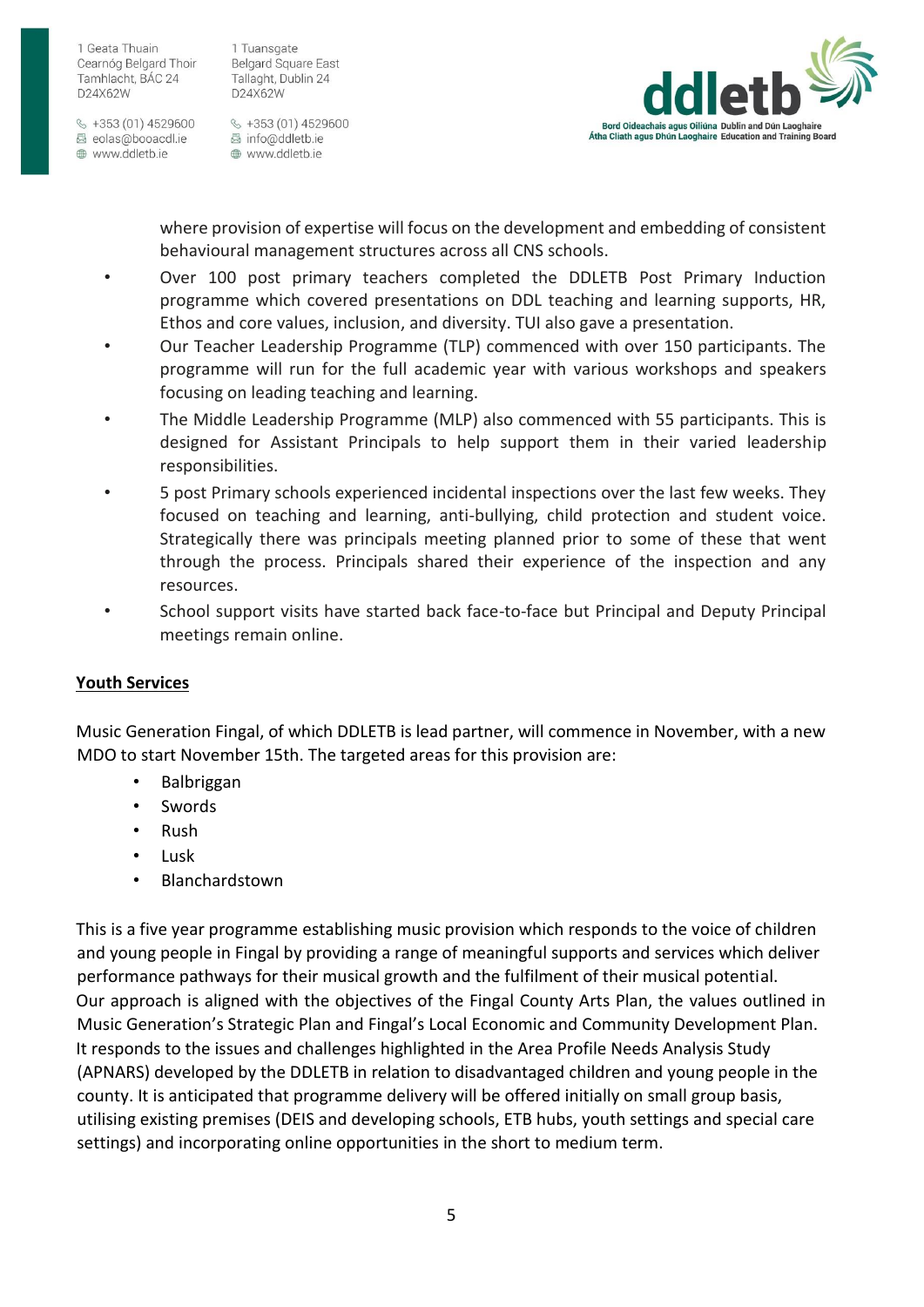where provision of expertise will focus on the development and embedding of consistent behavioural management structures across all CNS schools.

- Over 100 post primary teachers completed the DDLETB Post Primary Induction programme which covered presentations on DDL teaching and learning supports, HR, Ethos and core values, inclusion, and diversity. TUI also gave a presentation.
- Our Teacher Leadership Programme (TLP) commenced with over 150 participants. The programme will run for the full academic year with various workshops and speakers focusing on leading teaching and learning.
- The Middle Leadership Programme (MLP) also commenced with 55 participants. This is designed for Assistant Principals to support them in their varied leadership responsibilities.
- 5 post Primary schools experienced incidental inspections over the last few weeks. They focused on teaching and learning, anti-bullying, child protection and student voice. Strategically there was principals meeting planned prior to some of these that went through the process. Principals shared their experience of the inspection and any resources.
- School support visits have started back face-to-face but Principal and Deputy Principal meetings remain online.

**Youth Services**

Music Generation Fingal, of which DDLETB is lead partner, will commence in November, with a new MDO to start November 15th. The targeted areas for this provision are:

- Balbriggan
- Swords
- Rush
- Lusk
- Blanchardstown

This is a five year programme establishing music provision which responds to the voice of children and young people in Fingal by providing a range of meaningful supports and services which deliver performance pathways for their musical growth and the fulfilment of their musical potential. Our approach is aligned with the objectives of the Fingal County Arts Plan, the values outlined in Music Generation's Strategic Plan and Fingal's Local Economic and Community Development Plan. It responds to the issues and challenges highlighted in the Area Profile Needs Analysis Study (APNARS) developed by the DDLETB in relation to disadvantaged children and young people in the county. It is anticipated that programme delivery will be offered initially on small group basis, utilising existing premises (DEIS and developing schools, ETB hubs, youth settings and special care settings) and incorporating online opportunities in the short to medium term.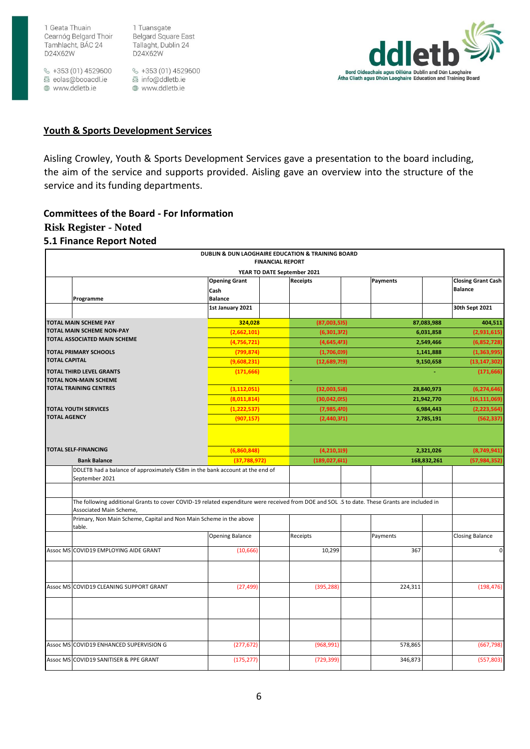1 Geata Thuain
Cearnóg Belgard Thoir
Tamhlacht, BÁC 24
D24X62W

+353 (01) 4529600
eolas@booacdl.ie
www.ddletb.ie

1 Tuansgate
Belgard Square East
Tallaght, Dublin 24
D24X62W

+353 (01) 4529600
info@ddletb.ie
www.ddletb.ie

ddletb
Bord Oideachais agus Oiliúna Átha Cliath agus Dhún Laoghaire
Dublin and Dún Laoghaire Education and Training Board

## Youth & Sports Development Services

Aisling Crowley, Youth & Sports Development Services gave a presentation to the board including, the aim of the service and supports provided. Aisling gave an overview into the structure of the service and its funding departments.

### Committees of the Board - For Information

### Risk Register - Noted

### 5.1 Finance Report Noted

**DUBLIN & DUN LAOGHAIRE EDUCATION & TRAINING BOARD**
**FINANCIAL REPORT**
**YEAR TO DATE September 2021**

| Programme | Opening Grant Cash Balance 1st January 2021 | Receipts | Payments | Closing Grant Cash Balance 30th Sept 2021 |
|---|---|---|---|---|
| TOTAL MAIN SCHEME PAY | 324,028 | (87,003,505) | 87,083,988 | 404,511 |
| TOTAL MAIN SCHEME NON-PAY | (2,662,101) | (6,301,372) | 6,031,858 | (2,931,615) |
| TOTAL ASSOCIATED MAIN SCHEME | (4,756,721) | (4,645,473) | 2,549,466 | (6,852,728) |
| TOTAL PRIMARY SCHOOLS | (799,874) | (1,706,009) | 1,141,888 | (1,363,995) |
| TOTAL CAPITAL | (9,608,231) | (12,689,729) | 9,150,658 | (13,147,302) |
| TOTAL THIRD LEVEL GRANTS | (171,666) | | - | (171,666) |
| TOTAL NON-MAIN SCHEME | | - | | |
| TOTAL TRAINING CENTRES | (3,112,051) | (32,003,568) | 28,840,973 | (6,274,646) |
| | (8,011,814) | (30,042,025) | 21,942,770 | (16,111,069) |
| TOTAL YOUTH SERVICES | (1,222,537) | (7,985,470) | 6,984,443 | (2,223,564) |
| TOTAL AGENCY | (907,157) | (2,440,371) | 2,785,191 | (562,337) |
| TOTAL SELF-FINANCING | (6,860,848) | (4,210,119) | 2,321,026 | (8,749,941) |
| Bank Balance | (37,788,972) | (189,027,641) | 168,832,261 | (57,984,352) |

DDLETB had a balance of approximately €58m in the bank account at the end of September 2021

The following additional Grants to cover COVID-19 related expenditure were received from DOE and SOLAS to date. These Grants are included in Associated Main Scheme, Primary, Non Main Scheme, Capital and Non Main Scheme in the above table.

| | | Opening Balance | Receipts | Payments | Closing Balance |
|---|---|---|---|---|---|
| Assoc MS | COVID19 EMPLOYING AIDE GRANT | (10,666) | 10,299 | 367 | 0 |
| Assoc MS | COVID19 CLEANING SUPPORT GRANT | (27,499) | (395,288) | 224,311 | (198,476) |
| Assoc MS | COVID19 ENHANCED SUPERVISION G | (277,672) | (968,991) | 578,865 | (667,798) |
| Assoc MS | COVID19 SANITISER & PPE GRANT | (175,277) | (729,399) | 346,873 | (557,803) |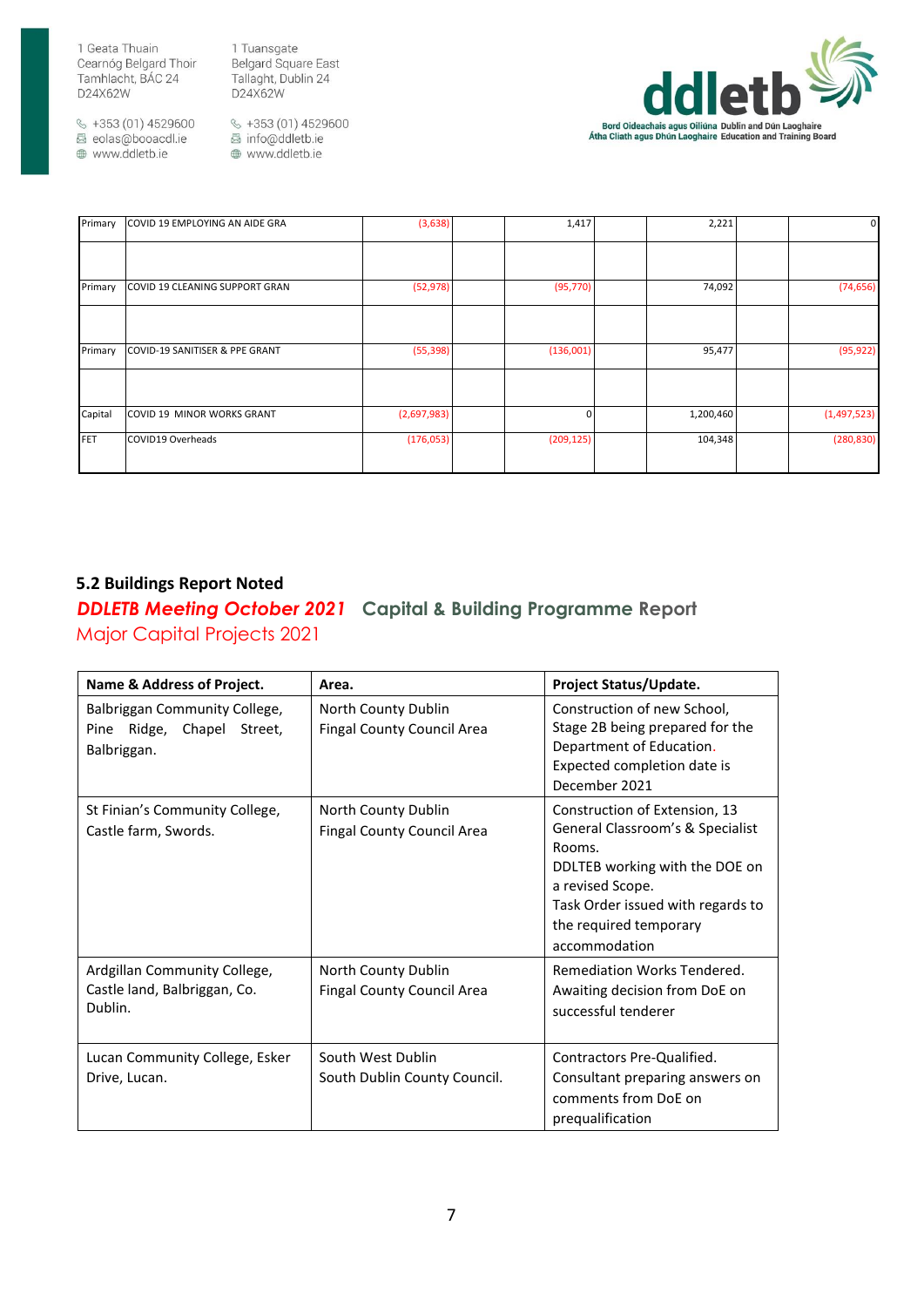| | | | | | |
|---|---|---|---|---|---|
| Primary | COVID 19 EMPLOYING AN AIDE GRA | (3,638) | 1,417 | 2,221 | 0 |
| | | | | | |
| Primary | COVID 19 CLEANING SUPPORT GRAN | (52,978) | (95,770) | 74,092 | (74,656) |
| | | | | | |
| Primary | COVID-19 SANITISER & PPE GRANT | (55,398) | (136,001) | 95,477 | (95,922) |
| | | | | | |
| Capital | COVID 19 MINOR WORKS GRANT | (2,697,983) | 0 | 1,200,460 | (1,497,523) |
| FET | COVID19 Overheads | (176,053) | (209,125) | 104,348 | (280,830) |

### 5.2 Buildings Report Noted

## *DDLETB Meeting October 2021* Capital & Building Programme Report

### Major Capital Projects 2021

| Name & Address of Project. | Area. | Project Status/Update. |
|---|---|---|
| Balbriggan Community College, Pine Ridge, Chapel Street, Balbriggan. | North County Dublin<br>Fingal County Council Area | Construction of new School, Stage 2B being prepared for the Department of Education.<br>Expected completion date is December 2021 |
| St Finian's Community College, Castle farm, Swords. | North County Dublin<br>Fingal County Council Area | Construction of Extension, 13 General Classroom's & Specialist Rooms.<br>DDLTEB working with the DOE on a revised Scope.<br>Task Order issued with regards to the required temporary accommodation |
| Ardgillan Community College, Castle land, Balbriggan, Co. Dublin. | North County Dublin<br>Fingal County Council Area | Remediation Works Tendered. Awaiting decision from DoE on successful tenderer |
| Lucan Community College, Esker Drive, Lucan. | South West Dublin<br>South Dublin County Council. | Contractors Pre-Qualified.<br>Consultant preparing answers on comments from DoE on prequalification |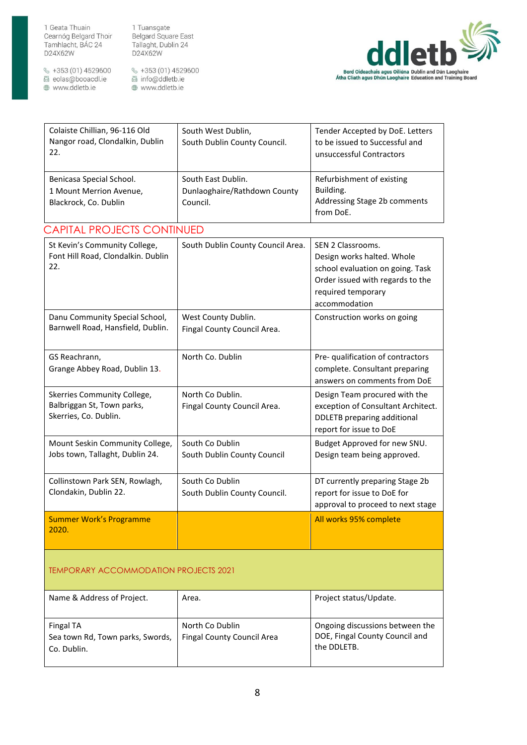| | | |
|---|---|---|
| Colaiste Chillian, 96-116 Old Nangor road, Clondalkin, Dublin 22. | South West Dublin, South Dublin County Council. | Tender Accepted by DoE. Letters to be issued to Successful and unsuccessful Contractors |
| Benicasa Special School. 1 Mount Merrion Avenue, Blackrock, Co. Dublin | South East Dublin. Dunlaoghaire/Rathdown County Council. | Refurbishment of existing Building. Addressing Stage 2b comments from DoE. |

## CAPITAL PROJECTS CONTINUED

| | | |
|---|---|---|
| St Kevin's Community College, Font Hill Road, Clondalkin. Dublin 22. | South Dublin County Council Area. | SEN 2 Classrooms. Design works halted. Whole school evaluation on going. Task Order issued with regards to the required temporary accommodation |
| Danu Community Special School, Barnwell Road, Hansfield, Dublin. | West County Dublin. Fingal County Council Area. | Construction works on going |
| GS Reachrann, Grange Abbey Road, Dublin 13. | North Co. Dublin | Pre- qualification of contractors complete. Consultant preparing answers on comments from DoE |
| Skerries Community College, Balbriggan St, Town parks, Skerries, Co. Dublin. | North Co Dublin. Fingal County Council Area. | Design Team procured with the exception of Consultant Architect. DDLETB preparing additional report for issue to DoE |
| Mount Seskin Community College, Jobs town, Tallaght, Dublin 24. | South Co Dublin South Dublin County Council | Budget Approved for new SNU. Design team being approved. |
| Collinstown Park SEN, Rowlagh, Clondakin, Dublin 22. | South Co Dublin South Dublin County Council. | DT currently preparing Stage 2b report for issue to DoE for approval to proceed to next stage |
| Summer Work's Programme 2020. | | All works 95% complete |

## TEMPORARY ACCOMMODATION PROJECTS 2021

| Name & Address of Project. | Area. | Project status/Update. |
|---|---|---|
| Fingal TA Sea town Rd, Town parks, Swords, Co. Dublin. | North Co Dublin Fingal County Council Area | Ongoing discussions between the DOE, Fingal County Council and the DDLETB. |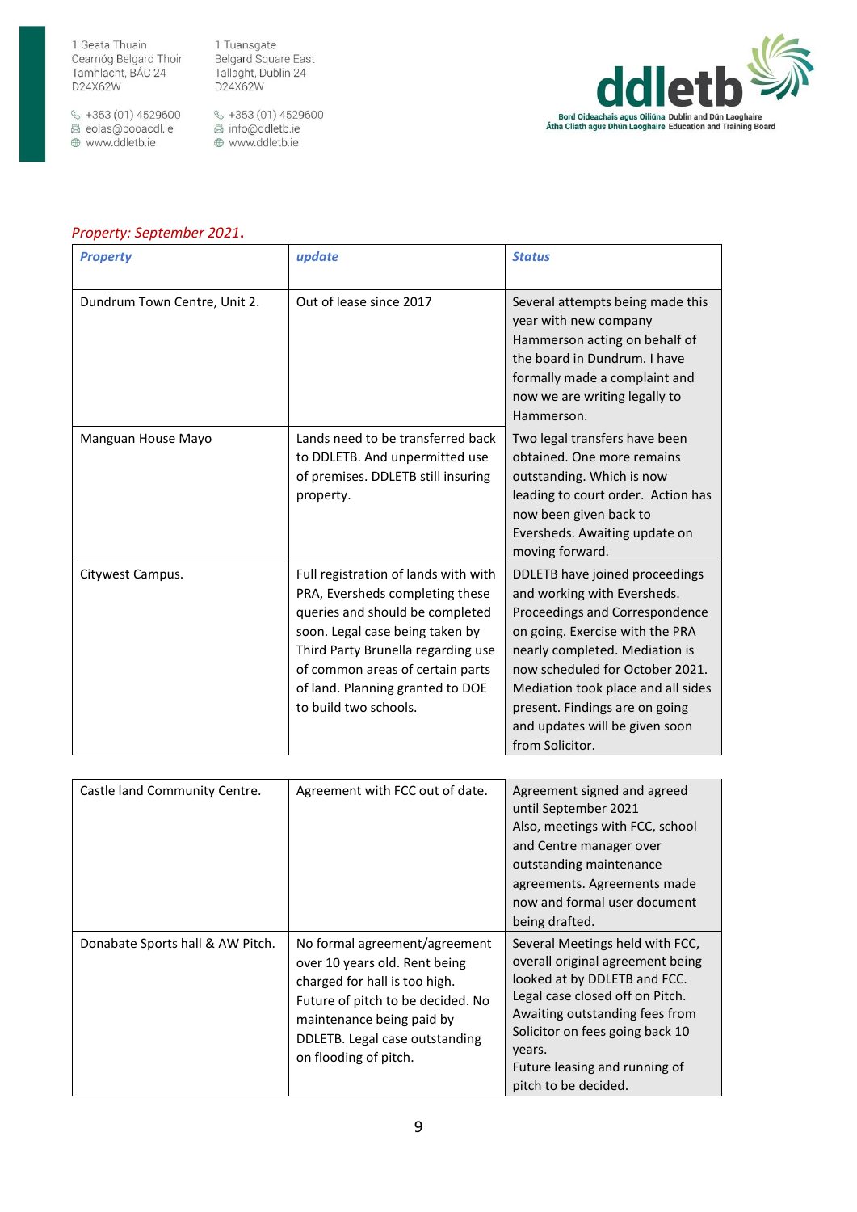*Property: September 2021*.

| *Property* | *update* | *Status* |
|---|---|---|
| Dundrum Town Centre, Unit 2. | Out of lease since 2017 | Several attempts being made this year with new company Hammerson acting on behalf of the board in Dundrum. I have formally made a complaint and now we are writing legally to Hammerson. |
| Manguan House Mayo | Lands need to be transferred back to DDLETB. And unpermitted use of premises. DDLETB still insuring property. | Two legal transfers have been obtained. One more remains outstanding. Which is now leading to court order. Action has now been given back to Eversheds. Awaiting update on moving forward. |
| Citywest Campus. | Full registration of lands with with PRA, Eversheds completing these queries and should be completed soon. Legal case being taken by Third Party Brunella regarding use of common areas of certain parts of land. Planning granted to DOE to build two schools. | DDLETB have joined proceedings and working with Eversheds. Proceedings and Correspondence on going. Exercise with the PRA nearly completed. Mediation is now scheduled for October 2021. Mediation took place and all sides present. Findings are on going and updates will be given soon from Solicitor. |
| Castle land Community Centre. | Agreement with FCC out of date. | Agreement signed and agreed until September 2021<br>Also, meetings with FCC, school and Centre manager over outstanding maintenance agreements. Agreements made now and formal user document being drafted. |
| Donabate Sports hall & AW Pitch. | No formal agreement/agreement over 10 years old. Rent being charged for hall is too high. Future of pitch to be decided. No maintenance being paid by DDLETB. Legal case outstanding on flooding of pitch. | Several Meetings held with FCC, overall original agreement being looked at by DDLETB and FCC. Legal case closed off on Pitch. Awaiting outstanding fees from Solicitor on fees going back 10 years.<br>Future leasing and running of pitch to be decided. |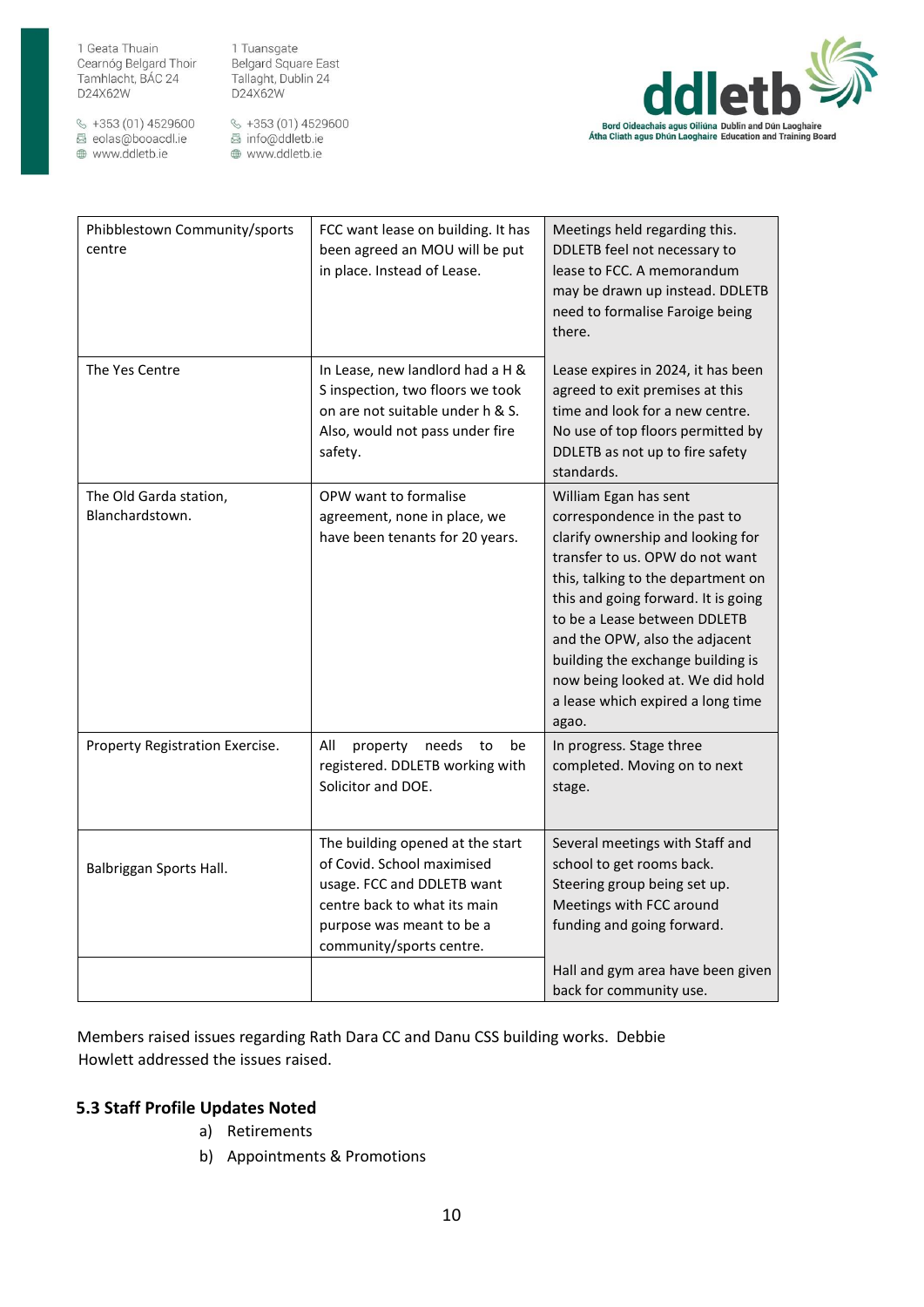| Phibblestown Community/sports centre | FCC want lease on building. It has been agreed an MOU will be put in place. Instead of Lease. | Meetings held regarding this. DDLETB feel not necessary to lease to FCC. A memorandum may be drawn up instead. DDLETB need to formalise Faroige being there. |
|---|---|---|
| The Yes Centre | In Lease, new landlord had a H & S inspection, two floors we took on are not suitable under h & S. Also, would not pass under fire safety. | Lease expires in 2024, it has been agreed to exit premises at this time and look for a new centre. No use of top floors permitted by DDLETB as not up to fire safety standards. |
| The Old Garda station, Blanchardstown. | OPW want to formalise agreement, none in place, we have been tenants for 20 years. | William Egan has sent correspondence in the past to clarify ownership and looking for transfer to us. OPW do not want this, talking to the department on this and going forward. It is going to be a Lease between DDLETB and the OPW, also the adjacent building the exchange building is now being looked at. We did hold a lease which expired a long time agao. |
| Property Registration Exercise. | All property needs to be registered. DDLETB working with Solicitor and DOE. | In progress. Stage three completed. Moving on to next stage. |
| Balbriggan Sports Hall. | The building opened at the start of Covid. School maximised usage. FCC and DDLETB want centre back to what its main purpose was meant to be a community/sports centre. | Several meetings with Staff and school to get rooms back. Steering group being set up. Meetings with FCC around funding and going forward. |
| | | Hall and gym area have been given back for community use. |

Members raised issues regarding Rath Dara CC and Danu CSS building works. Debbie Howlett addressed the issues raised.

### 5.3 Staff Profile Updates Noted

a) Retirements

b) Appointments & Promotions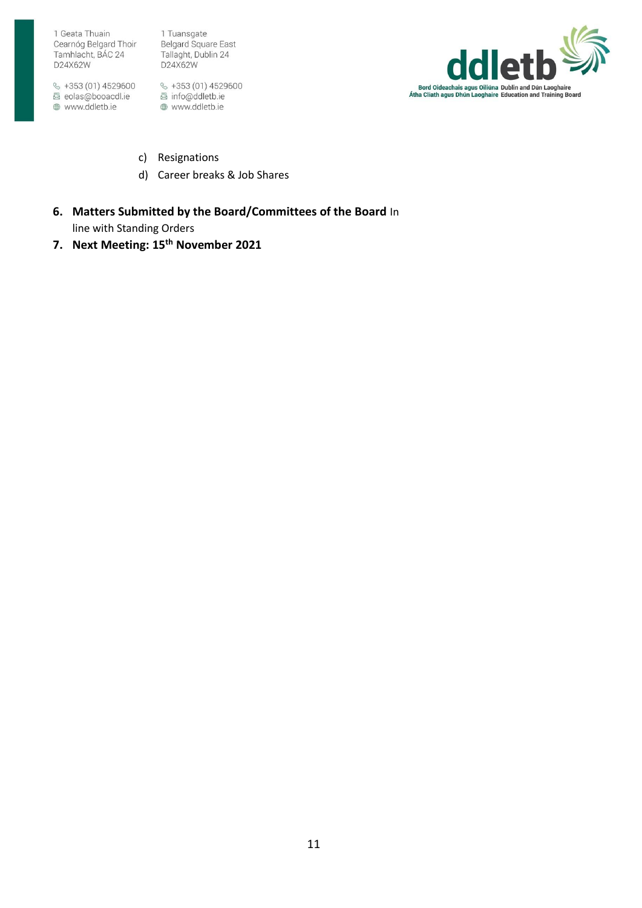c) Resignations
d) Career breaks & Job Shares

6. **Matters Submitted by the Board/Committees of the Board** In line with Standing Orders
7. **Next Meeting: 15th November 2021**